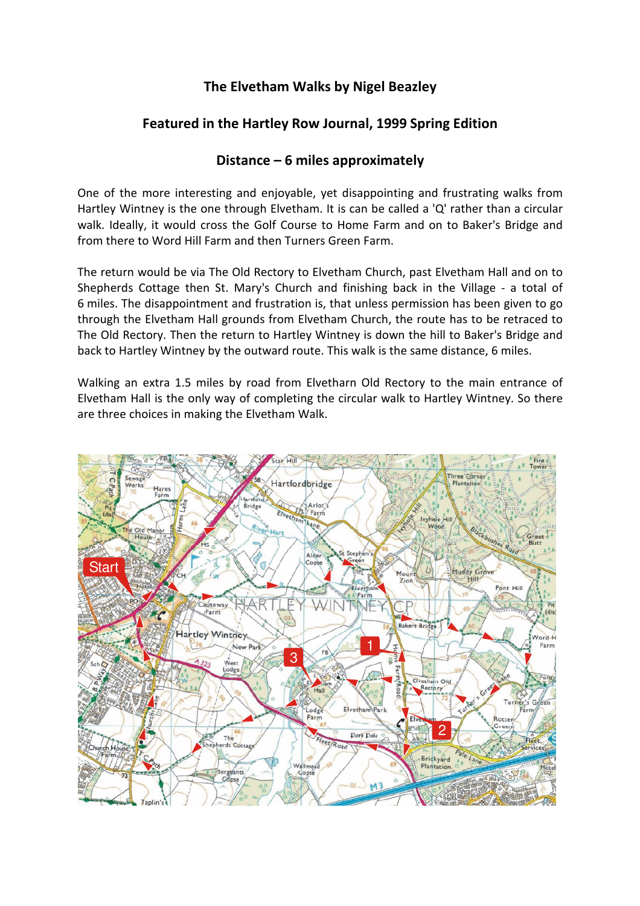# The Elvetham Walks by Nigel Beazley

## Featured in the Hartley Row Journal, 1999 Spring Edition

## Distance – 6 miles approximately

One of the more interesting and enjoyable, yet disappointing and frustrating walks from Hartley Wintney is the one through Elvetham. It is can be called a 'Q' rather than a circular walk. Ideally, it would cross the Golf Course to Home Farm and on to Baker's Bridge and from there to Word Hill Farm and then Turners Green Farm.

The return would be via The Old Rectory to Elvetham Church, past Elvetham Hall and on to Shepherds Cottage then St. Mary's Church and finishing back in the Village - a total of 6 miles. The disappointment and frustration is, that unless permission has been given to go through the Elvetham Hall grounds from Elvetham Church, the route has to be retraced to The Old Rectory. Then the return to Hartley Wintney is down the hill to Baker's Bridge and back to Hartley Wintney by the outward route. This walk is the same distance, 6 miles.

Walking an extra 1.5 miles by road from Elvetharn Old Rectory to the main entrance of Elvetham Hall is the only way of completing the circular walk to Hartley Wintney. So there are three choices in making the Elvetham Walk.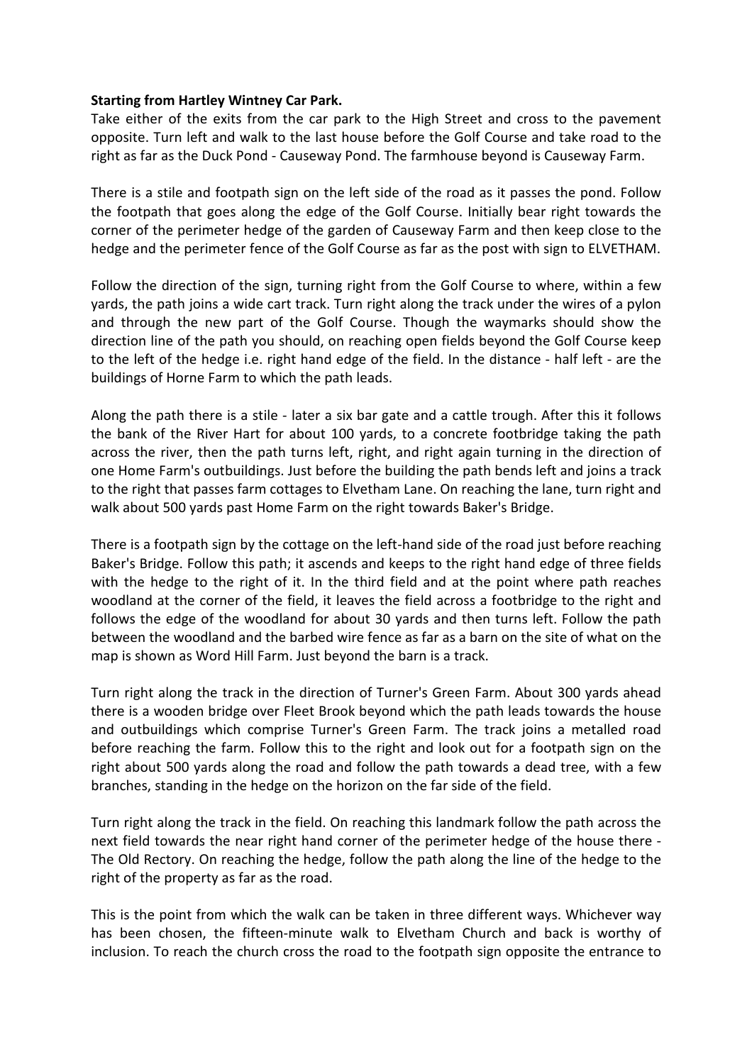**Starting from Hartley Wintney Car Park.**

Take either of the exits from the car park to the High Street and cross to the pavement opposite. Turn left and walk to the last house before the Golf Course and take road to the right as far as the Duck Pond - Causeway Pond. The farmhouse beyond is Causeway Farm.

There is a stile and footpath sign on the left side of the road as it passes the pond. Follow the footpath that goes along the edge of the Golf Course. Initially bear right towards the corner of the perimeter hedge of the garden of Causeway Farm and then keep close to the hedge and the perimeter fence of the Golf Course as far as the post with sign to ELVETHAM.

Follow the direction of the sign, turning right from the Golf Course to where, within a few yards, the path joins a wide cart track. Turn right along the track under the wires of a pylon and through the new part of the Golf Course. Though the waymarks should show the direction line of the path you should, on reaching open fields beyond the Golf Course keep to the left of the hedge i.e. right hand edge of the field. In the distance - half left - are the buildings of Horne Farm to which the path leads.

Along the path there is a stile - later a six bar gate and a cattle trough. After this it follows the bank of the River Hart for about 100 yards, to a concrete footbridge taking the path across the river, then the path turns left, right, and right again turning in the direction of one Home Farm's outbuildings. Just before the building the path bends left and joins a track to the right that passes farm cottages to Elvetham Lane. On reaching the lane, turn right and walk about 500 yards past Home Farm on the right towards Baker's Bridge.

There is a footpath sign by the cottage on the left-hand side of the road just before reaching Baker's Bridge. Follow this path; it ascends and keeps to the right hand edge of three fields with the hedge to the right of it. In the third field and at the point where path reaches woodland at the corner of the field, it leaves the field across a footbridge to the right and follows the edge of the woodland for about 30 yards and then turns left. Follow the path between the woodland and the barbed wire fence as far as a barn on the site of what on the map is shown as Word Hill Farm. Just beyond the barn is a track.

Turn right along the track in the direction of Turner's Green Farm. About 300 yards ahead there is a wooden bridge over Fleet Brook beyond which the path leads towards the house and outbuildings which comprise Turner's Green Farm. The track joins a metalled road before reaching the farm. Follow this to the right and look out for a footpath sign on the right about 500 yards along the road and follow the path towards a dead tree, with a few branches, standing in the hedge on the horizon on the far side of the field.

Turn right along the track in the field. On reaching this landmark follow the path across the next field towards the near right hand corner of the perimeter hedge of the house there - The Old Rectory. On reaching the hedge, follow the path along the line of the hedge to the right of the property as far as the road.

This is the point from which the walk can be taken in three different ways. Whichever way has been chosen, the fifteen-minute walk to Elvetham Church and back is worthy of inclusion. To reach the church cross the road to the footpath sign opposite the entrance to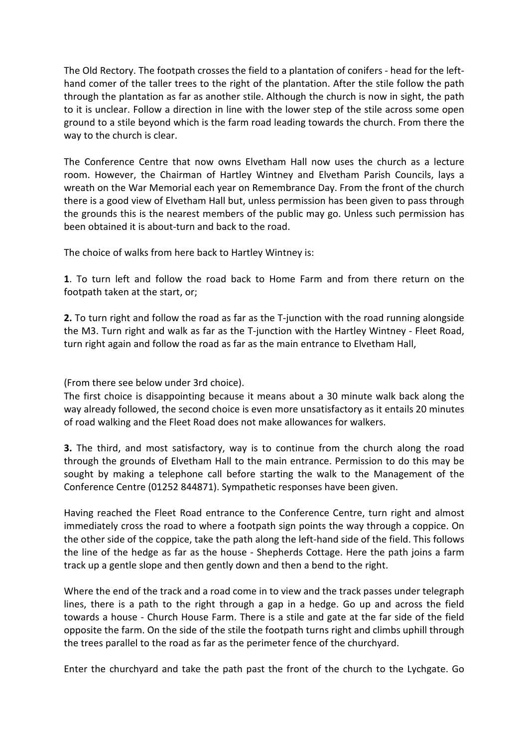The Old Rectory. The footpath crosses the field to a plantation of conifers - head for the left-hand comer of the taller trees to the right of the plantation. After the stile follow the path through the plantation as far as another stile. Although the church is now in sight, the path to it is unclear. Follow a direction in line with the lower step of the stile across some open ground to a stile beyond which is the farm road leading towards the church. From there the way to the church is clear.

The Conference Centre that now owns Elvetham Hall now uses the church as a lecture room. However, the Chairman of Hartley Wintney and Elvetham Parish Councils, lays a wreath on the War Memorial each year on Remembrance Day. From the front of the church there is a good view of Elvetham Hall but, unless permission has been given to pass through the grounds this is the nearest members of the public may go. Unless such permission has been obtained it is about-turn and back to the road.

The choice of walks from here back to Hartley Wintney is:

**1**. To turn left and follow the road back to Home Farm and from there return on the footpath taken at the start, or;

**2.** To turn right and follow the road as far as the T-junction with the road running alongside the M3. Turn right and walk as far as the T-junction with the Hartley Wintney - Fleet Road, turn right again and follow the road as far as the main entrance to Elvetham Hall,

(From there see below under 3rd choice).
The first choice is disappointing because it means about a 30 minute walk back along the way already followed, the second choice is even more unsatisfactory as it entails 20 minutes of road walking and the Fleet Road does not make allowances for walkers.

**3.** The third, and most satisfactory, way is to continue from the church along the road through the grounds of Elvetham Hall to the main entrance. Permission to do this may be sought by making a telephone call before starting the walk to the Management of the Conference Centre (01252 844871). Sympathetic responses have been given.

Having reached the Fleet Road entrance to the Conference Centre, turn right and almost immediately cross the road to where a footpath sign points the way through a coppice. On the other side of the coppice, take the path along the left-hand side of the field. This follows the line of the hedge as far as the house - Shepherds Cottage. Here the path joins a farm track up a gentle slope and then gently down and then a bend to the right.

Where the end of the track and a road come in to view and the track passes under telegraph lines, there is a path to the right through a gap in a hedge. Go up and across the field towards a house - Church House Farm. There is a stile and gate at the far side of the field opposite the farm. On the side of the stile the footpath turns right and climbs uphill through the trees parallel to the road as far as the perimeter fence of the churchyard.

Enter the churchyard and take the path past the front of the church to the Lychgate. Go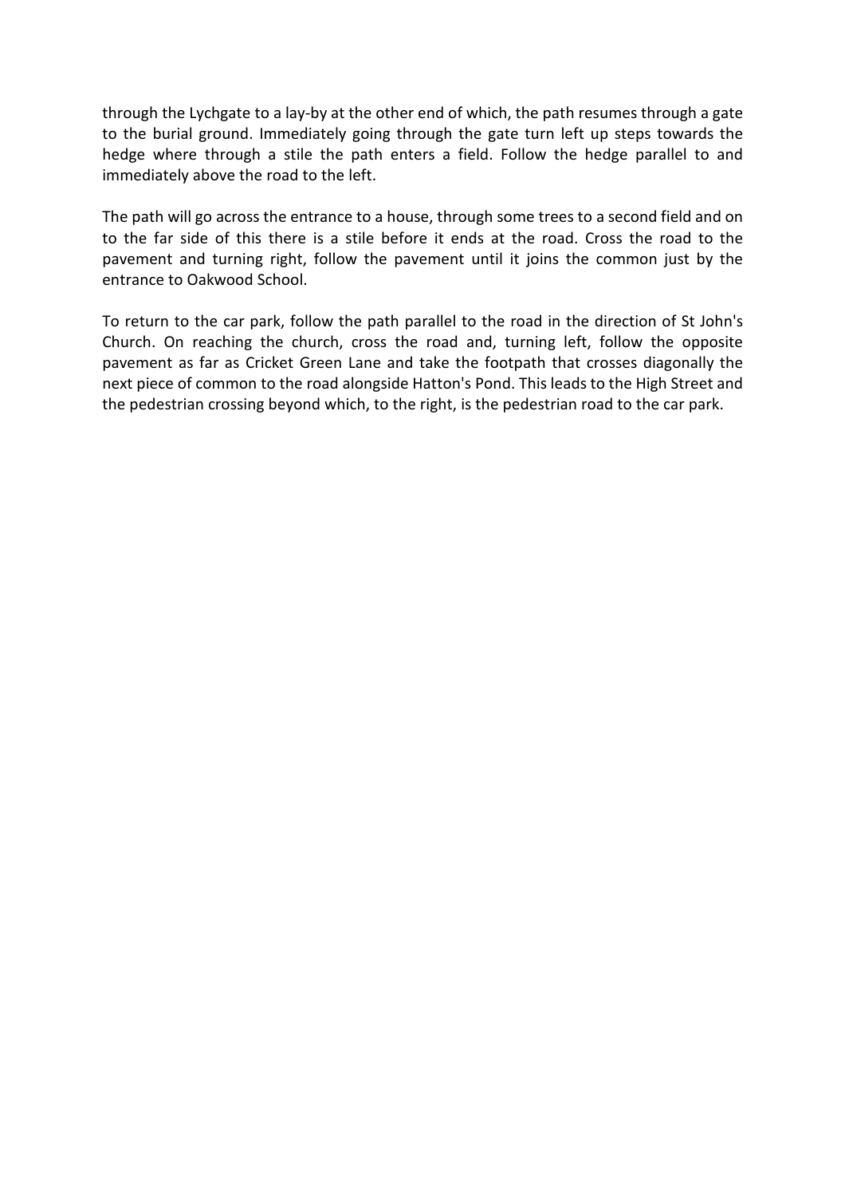through the Lychgate to a lay-by at the other end of which, the path resumes through a gate to the burial ground. Immediately going through the gate turn left up steps towards the hedge where through a stile the path enters a field. Follow the hedge parallel to and immediately above the road to the left.

The path will go across the entrance to a house, through some trees to a second field and on to the far side of this there is a stile before it ends at the road. Cross the road to the pavement and turning right, follow the pavement until it joins the common just by the entrance to Oakwood School.

To return to the car park, follow the path parallel to the road in the direction of St John's Church. On reaching the church, cross the road and, turning left, follow the opposite pavement as far as Cricket Green Lane and take the footpath that crosses diagonally the next piece of common to the road alongside Hatton's Pond. This leads to the High Street and the pedestrian crossing beyond which, to the right, is the pedestrian road to the car park.